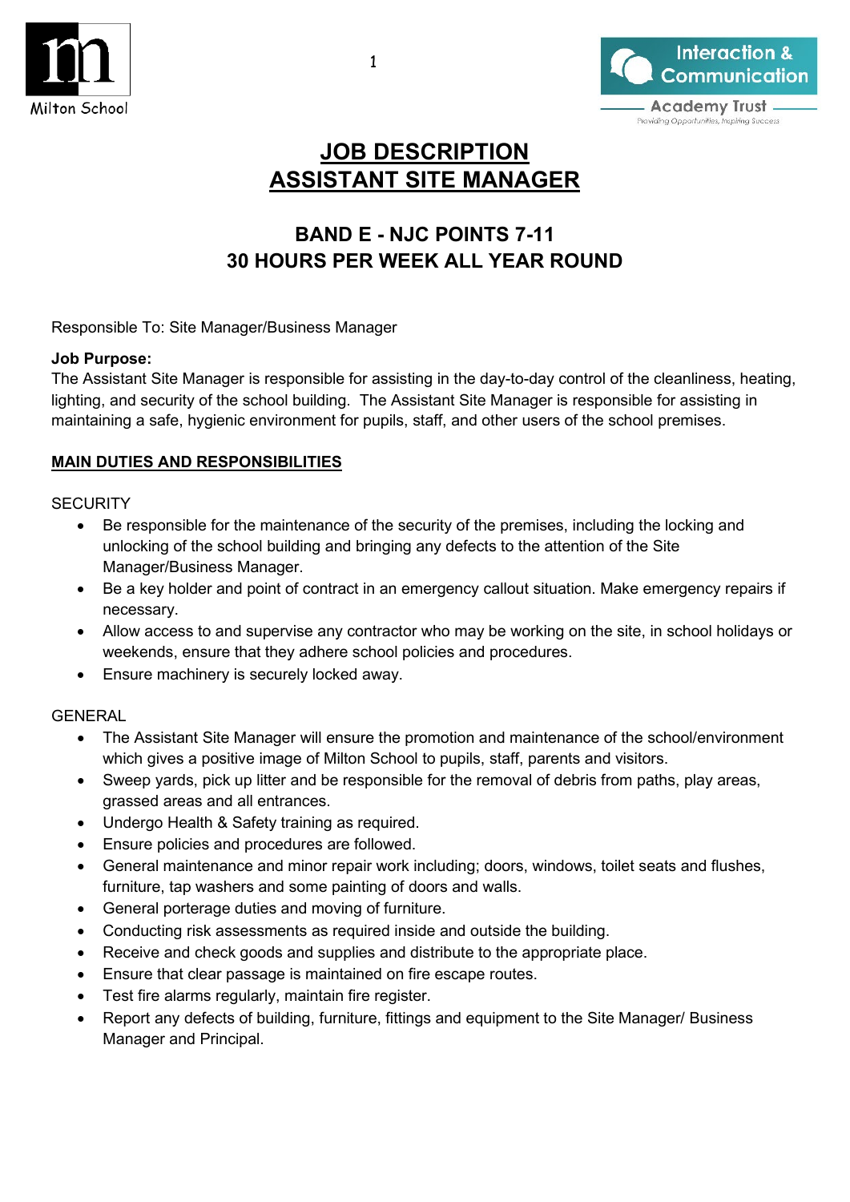# JOB DESCRIPTION
# ASSISTANT SITE MANAGER

## BAND E - NJC POINTS 7-11
## 30 HOURS PER WEEK ALL YEAR ROUND

Responsible To: Site Manager/Business Manager

**Job Purpose:**
The Assistant Site Manager is responsible for assisting in the day-to-day control of the cleanliness, heating, lighting, and security of the school building. The Assistant Site Manager is responsible for assisting in maintaining a safe, hygienic environment for pupils, staff, and other users of the school premises.

**MAIN DUTIES AND RESPONSIBILITIES**

SECURITY

- Be responsible for the maintenance of the security of the premises, including the locking and unlocking of the school building and bringing any defects to the attention of the Site Manager/Business Manager.
- Be a key holder and point of contract in an emergency callout situation. Make emergency repairs if necessary.
- Allow access to and supervise any contractor who may be working on the site, in school holidays or weekends, ensure that they adhere school policies and procedures.
- Ensure machinery is securely locked away.

GENERAL

- The Assistant Site Manager will ensure the promotion and maintenance of the school/environment which gives a positive image of Milton School to pupils, staff, parents and visitors.
- Sweep yards, pick up litter and be responsible for the removal of debris from paths, play areas, grassed areas and all entrances.
- Undergo Health & Safety training as required.
- Ensure policies and procedures are followed.
- General maintenance and minor repair work including; doors, windows, toilet seats and flushes, furniture, tap washers and some painting of doors and walls.
- General porterage duties and moving of furniture.
- Conducting risk assessments as required inside and outside the building.
- Receive and check goods and supplies and distribute to the appropriate place.
- Ensure that clear passage is maintained on fire escape routes.
- Test fire alarms regularly, maintain fire register.
- Report any defects of building, furniture, fittings and equipment to the Site Manager/ Business Manager and Principal.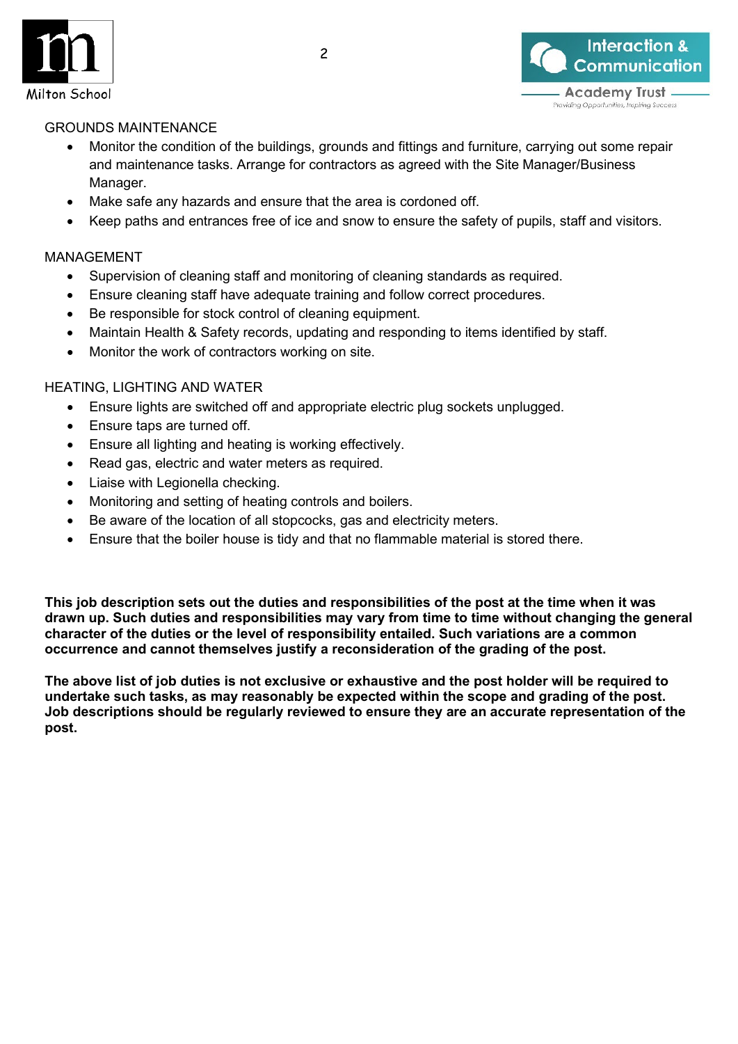GROUNDS MAINTENANCE

- Monitor the condition of the buildings, grounds and fittings and furniture, carrying out some repair and maintenance tasks. Arrange for contractors as agreed with the Site Manager/Business Manager.
- Make safe any hazards and ensure that the area is cordoned off.
- Keep paths and entrances free of ice and snow to ensure the safety of pupils, staff and visitors.

MANAGEMENT

- Supervision of cleaning staff and monitoring of cleaning standards as required.
- Ensure cleaning staff have adequate training and follow correct procedures.
- Be responsible for stock control of cleaning equipment.
- Maintain Health & Safety records, updating and responding to items identified by staff.
- Monitor the work of contractors working on site.

HEATING, LIGHTING AND WATER

- Ensure lights are switched off and appropriate electric plug sockets unplugged.
- Ensure taps are turned off.
- Ensure all lighting and heating is working effectively.
- Read gas, electric and water meters as required.
- Liaise with Legionella checking.
- Monitoring and setting of heating controls and boilers.
- Be aware of the location of all stopcocks, gas and electricity meters.
- Ensure that the boiler house is tidy and that no flammable material is stored there.

**This job description sets out the duties and responsibilities of the post at the time when it was drawn up. Such duties and responsibilities may vary from time to time without changing the general character of the duties or the level of responsibility entailed. Such variations are a common occurrence and cannot themselves justify a reconsideration of the grading of the post.**

**The above list of job duties is not exclusive or exhaustive and the post holder will be required to undertake such tasks, as may reasonably be expected within the scope and grading of the post. Job descriptions should be regularly reviewed to ensure they are an accurate representation of the post.**